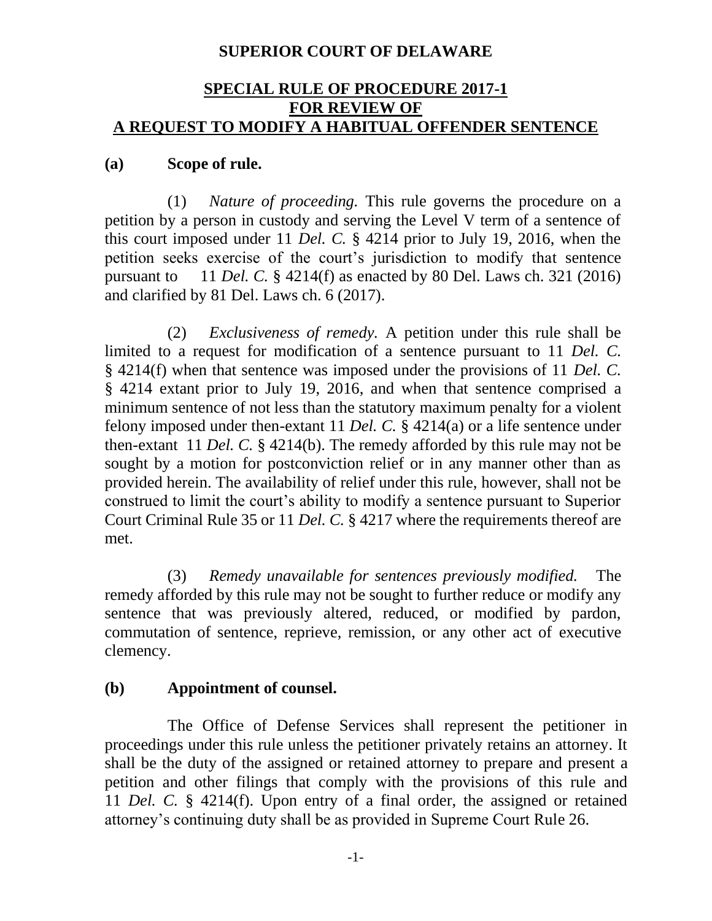# SUPERIOR COURT OF DELAWARE

## SPECIAL RULE OF PROCEDURE 2017-1 FOR REVIEW OF A REQUEST TO MODIFY A HABITUAL OFFENDER SENTENCE

### (a) Scope of rule.

(1) *Nature of proceeding.* This rule governs the procedure on a petition by a person in custody and serving the Level V term of a sentence of this court imposed under 11 *Del. C.* § 4214 prior to July 19, 2016, when the petition seeks exercise of the court's jurisdiction to modify that sentence pursuant to 11 *Del. C.* § 4214(f) as enacted by 80 Del. Laws ch. 321 (2016) and clarified by 81 Del. Laws ch. 6 (2017).

(2) *Exclusiveness of remedy.* A petition under this rule shall be limited to a request for modification of a sentence pursuant to 11 *Del. C.* § 4214(f) when that sentence was imposed under the provisions of 11 *Del. C.* § 4214 extant prior to July 19, 2016, and when that sentence comprised a minimum sentence of not less than the statutory maximum penalty for a violent felony imposed under then-extant 11 *Del. C.* § 4214(a) or a life sentence under then-extant 11 *Del. C.* § 4214(b). The remedy afforded by this rule may not be sought by a motion for postconviction relief or in any manner other than as provided herein. The availability of relief under this rule, however, shall not be construed to limit the court's ability to modify a sentence pursuant to Superior Court Criminal Rule 35 or 11 *Del. C.* § 4217 where the requirements thereof are met.

(3) *Remedy unavailable for sentences previously modified.* The remedy afforded by this rule may not be sought to further reduce or modify any sentence that was previously altered, reduced, or modified by pardon, commutation of sentence, reprieve, remission, or any other act of executive clemency.

### (b) Appointment of counsel.

The Office of Defense Services shall represent the petitioner in proceedings under this rule unless the petitioner privately retains an attorney. It shall be the duty of the assigned or retained attorney to prepare and present a petition and other filings that comply with the provisions of this rule and 11 *Del. C.* § 4214(f). Upon entry of a final order, the assigned or retained attorney's continuing duty shall be as provided in Supreme Court Rule 26.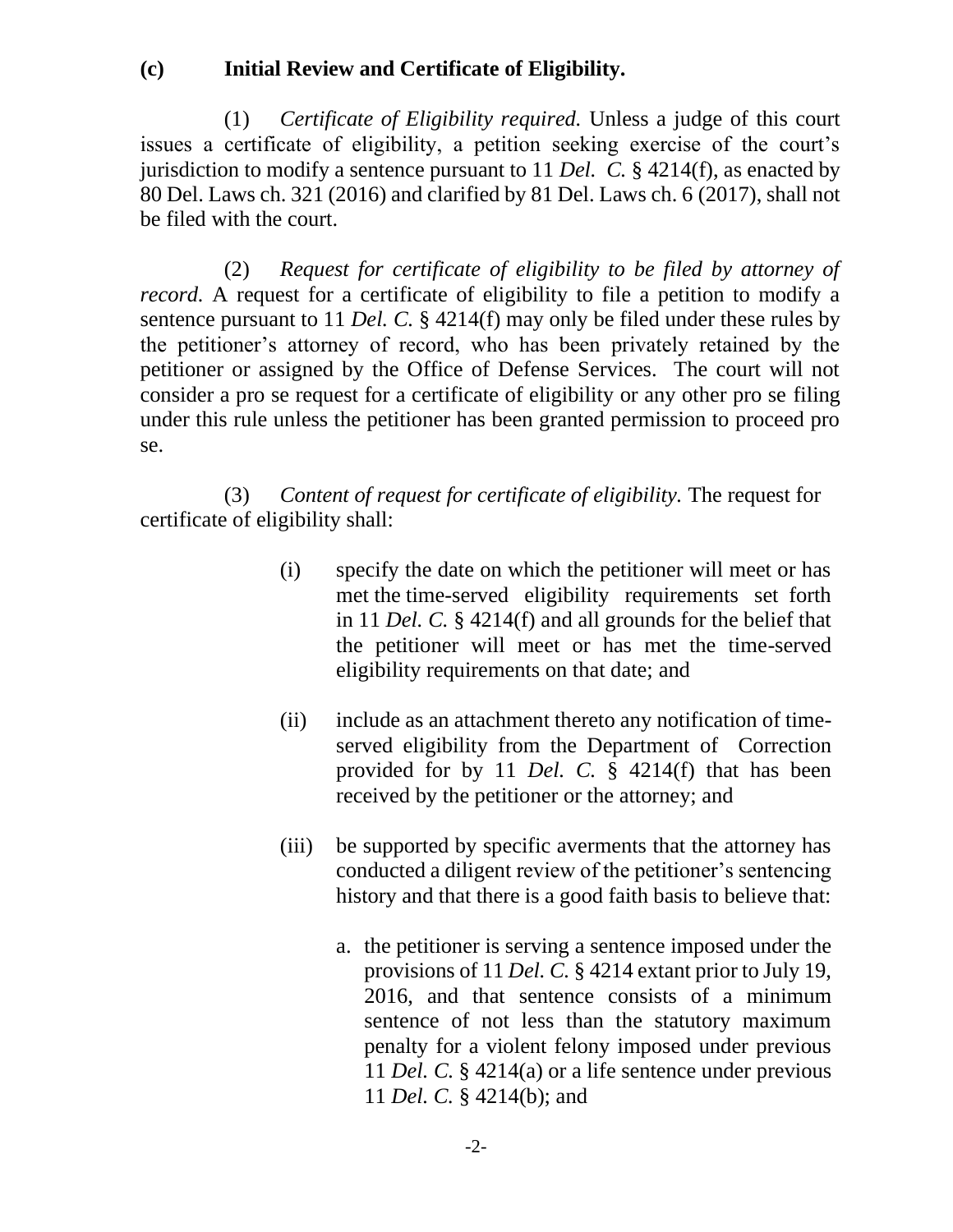**(c) Initial Review and Certificate of Eligibility.**

(1) *Certificate of Eligibility required.* Unless a judge of this court issues a certificate of eligibility, a petition seeking exercise of the court's jurisdiction to modify a sentence pursuant to 11 *Del. C.* § 4214(f), as enacted by 80 Del. Laws ch. 321 (2016) and clarified by 81 Del. Laws ch. 6 (2017), shall not be filed with the court.

(2) *Request for certificate of eligibility to be filed by attorney of record.* A request for a certificate of eligibility to file a petition to modify a sentence pursuant to 11 *Del. C.* § 4214(f) may only be filed under these rules by the petitioner's attorney of record, who has been privately retained by the petitioner or assigned by the Office of Defense Services. The court will not consider a pro se request for a certificate of eligibility or any other pro se filing under this rule unless the petitioner has been granted permission to proceed pro se.

(3) *Content of request for certificate of eligibility.* The request for certificate of eligibility shall:

(i) specify the date on which the petitioner will meet or has met the time-served eligibility requirements set forth in 11 *Del. C.* § 4214(f) and all grounds for the belief that the petitioner will meet or has met the time-served eligibility requirements on that date; and

(ii) include as an attachment thereto any notification of time-served eligibility from the Department of Correction provided for by 11 *Del. C.* § 4214(f) that has been received by the petitioner or the attorney; and

(iii) be supported by specific averments that the attorney has conducted a diligent review of the petitioner's sentencing history and that there is a good faith basis to believe that:

a. the petitioner is serving a sentence imposed under the provisions of 11 *Del. C.* § 4214 extant prior to July 19, 2016, and that sentence consists of a minimum sentence of not less than the statutory maximum penalty for a violent felony imposed under previous 11 *Del. C.* § 4214(a) or a life sentence under previous 11 *Del. C.* § 4214(b); and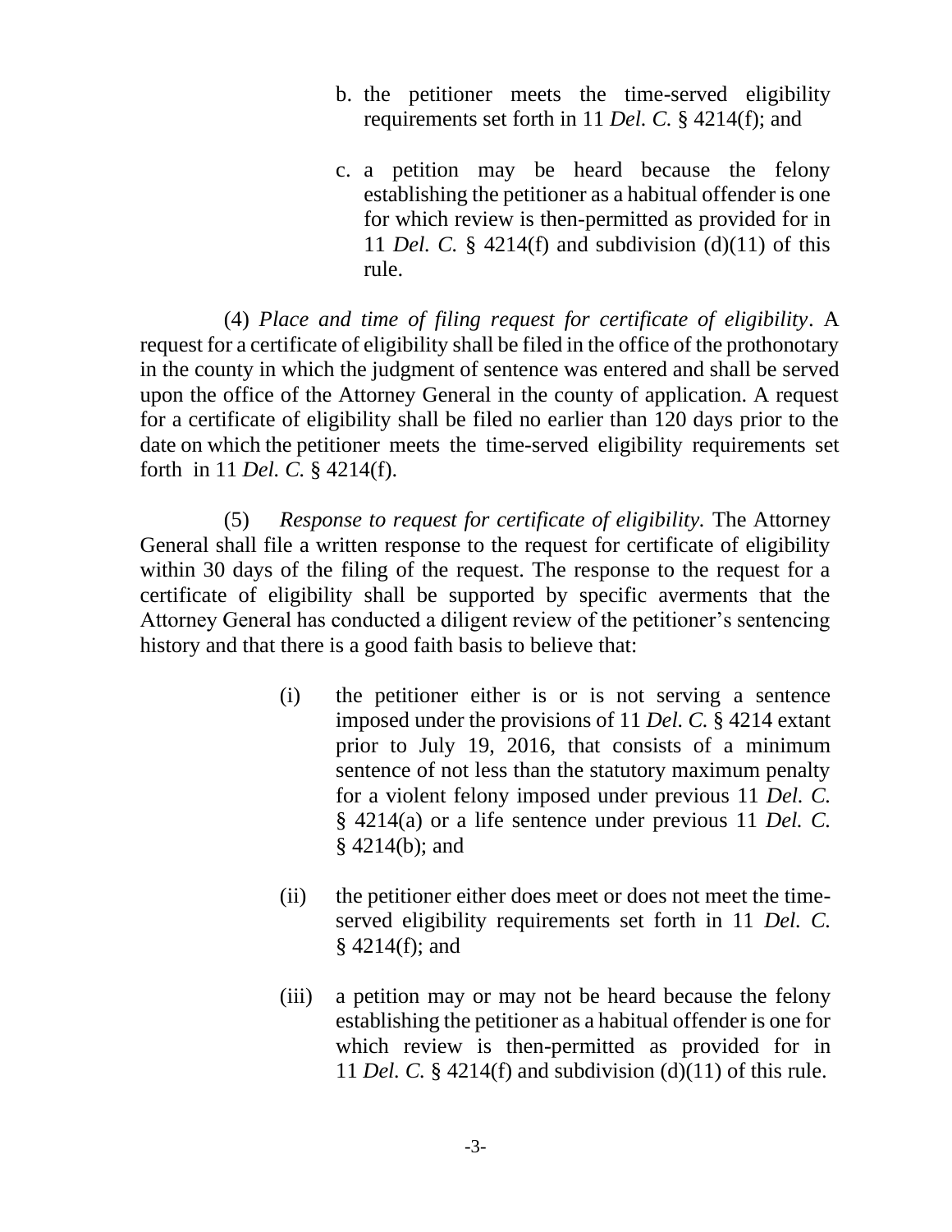b. the petitioner meets the time-served eligibility requirements set forth in 11 *Del. C.* § 4214(f); and

c. a petition may be heard because the felony establishing the petitioner as a habitual offender is one for which review is then-permitted as provided for in 11 *Del. C.* § 4214(f) and subdivision (d)(11) of this rule.

(4) *Place and time of filing request for certificate of eligibility*. A request for a certificate of eligibility shall be filed in the office of the prothonotary in the county in which the judgment of sentence was entered and shall be served upon the office of the Attorney General in the county of application. A request for a certificate of eligibility shall be filed no earlier than 120 days prior to the date on which the petitioner meets the time-served eligibility requirements set forth in 11 *Del. C.* § 4214(f).

(5) *Response to request for certificate of eligibility.* The Attorney General shall file a written response to the request for certificate of eligibility within 30 days of the filing of the request. The response to the request for a certificate of eligibility shall be supported by specific averments that the Attorney General has conducted a diligent review of the petitioner's sentencing history and that there is a good faith basis to believe that:

(i) the petitioner either is or is not serving a sentence imposed under the provisions of 11 *Del. C.* § 4214 extant prior to July 19, 2016, that consists of a minimum sentence of not less than the statutory maximum penalty for a violent felony imposed under previous 11 *Del. C.* § 4214(a) or a life sentence under previous 11 *Del. C.* § 4214(b); and

(ii) the petitioner either does meet or does not meet the time-served eligibility requirements set forth in 11 *Del. C.* § 4214(f); and

(iii) a petition may or may not be heard because the felony establishing the petitioner as a habitual offender is one for which review is then-permitted as provided for in 11 *Del. C.* § 4214(f) and subdivision (d)(11) of this rule.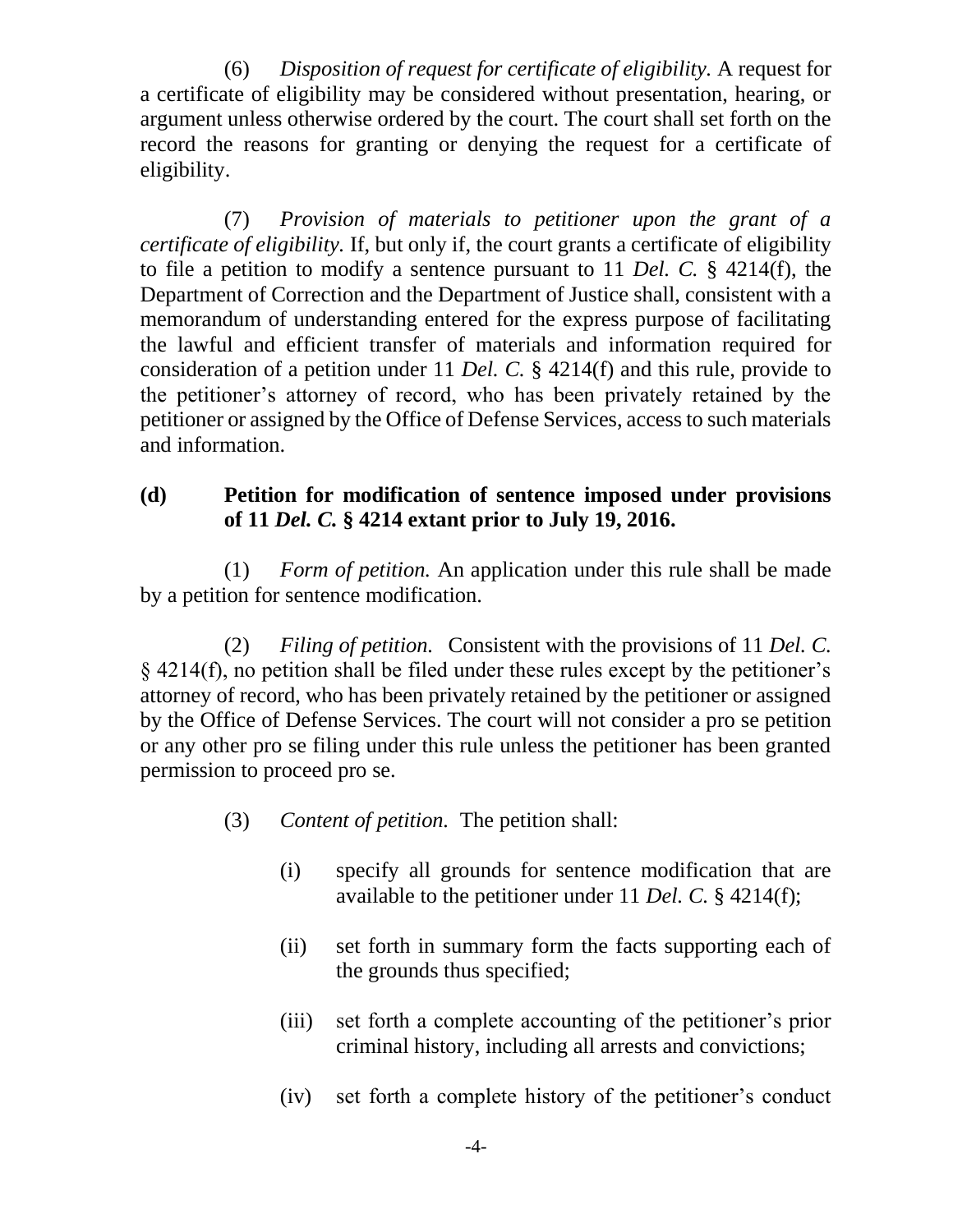(6) *Disposition of request for certificate of eligibility.* A request for a certificate of eligibility may be considered without presentation, hearing, or argument unless otherwise ordered by the court. The court shall set forth on the record the reasons for granting or denying the request for a certificate of eligibility.

(7) *Provision of materials to petitioner upon the grant of a certificate of eligibility.* If, but only if, the court grants a certificate of eligibility to file a petition to modify a sentence pursuant to 11 *Del. C.* § 4214(f), the Department of Correction and the Department of Justice shall, consistent with a memorandum of understanding entered for the express purpose of facilitating the lawful and efficient transfer of materials and information required for consideration of a petition under 11 *Del. C.* § 4214(f) and this rule, provide to the petitioner's attorney of record, who has been privately retained by the petitioner or assigned by the Office of Defense Services, access to such materials and information.

**(d) Petition for modification of sentence imposed under provisions of 11 *Del. C.* § 4214 extant prior to July 19, 2016.**

(1) *Form of petition.* An application under this rule shall be made by a petition for sentence modification.

(2) *Filing of petition.* Consistent with the provisions of 11 *Del. C.* § 4214(f), no petition shall be filed under these rules except by the petitioner's attorney of record, who has been privately retained by the petitioner or assigned by the Office of Defense Services. The court will not consider a pro se petition or any other pro se filing under this rule unless the petitioner has been granted permission to proceed pro se.

(3) *Content of petition.* The petition shall:

(i) specify all grounds for sentence modification that are available to the petitioner under 11 *Del. C.* § 4214(f);

(ii) set forth in summary form the facts supporting each of the grounds thus specified;

(iii) set forth a complete accounting of the petitioner's prior criminal history, including all arrests and convictions;

(iv) set forth a complete history of the petitioner's conduct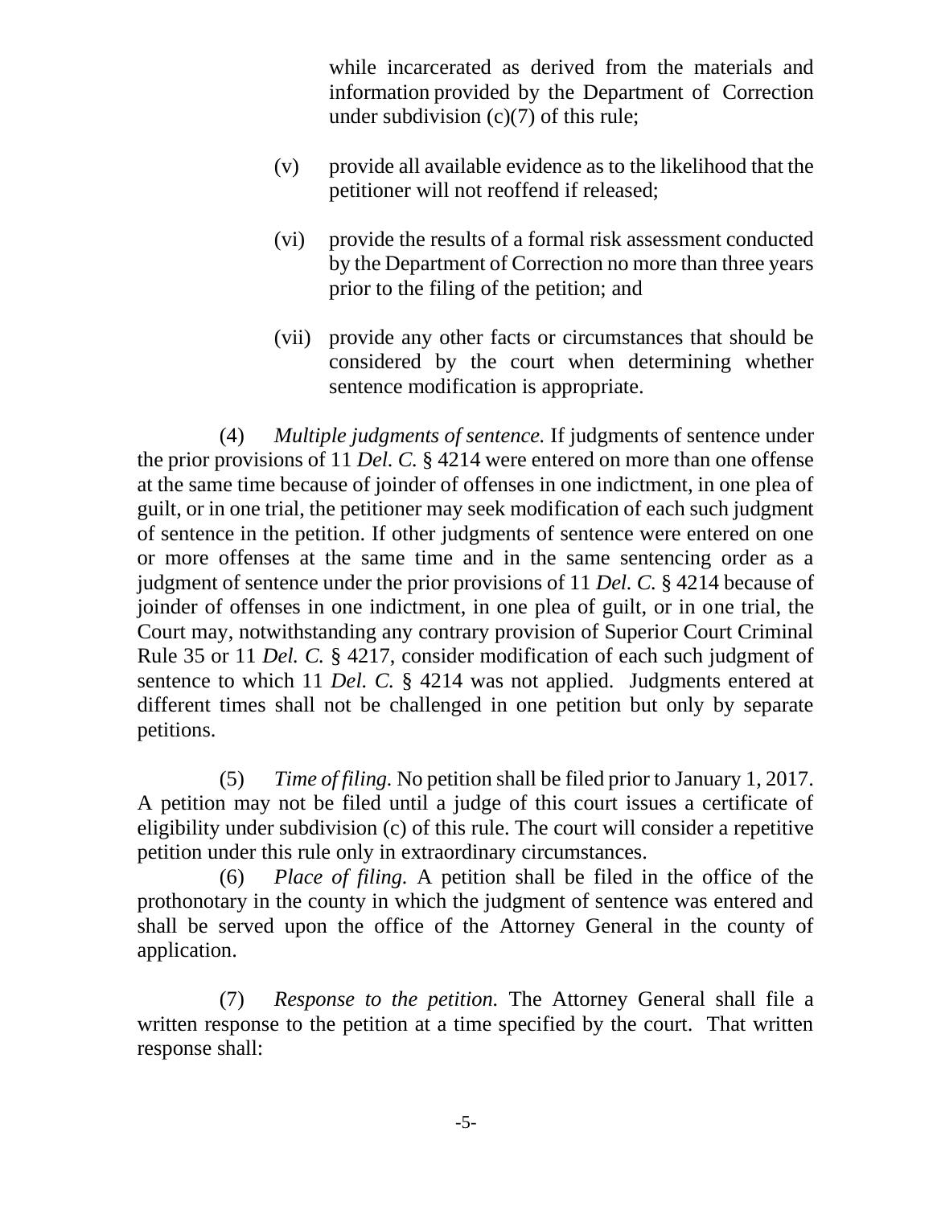while incarcerated as derived from the materials and information provided by the Department of Correction under subdivision (c)(7) of this rule;

(v) provide all available evidence as to the likelihood that the petitioner will not reoffend if released;

(vi) provide the results of a formal risk assessment conducted by the Department of Correction no more than three years prior to the filing of the petition; and

(vii) provide any other facts or circumstances that should be considered by the court when determining whether sentence modification is appropriate.

(4) *Multiple judgments of sentence.* If judgments of sentence under the prior provisions of 11 *Del. C.* § 4214 were entered on more than one offense at the same time because of joinder of offenses in one indictment, in one plea of guilt, or in one trial, the petitioner may seek modification of each such judgment of sentence in the petition. If other judgments of sentence were entered on one or more offenses at the same time and in the same sentencing order as a judgment of sentence under the prior provisions of 11 *Del. C.* § 4214 because of joinder of offenses in one indictment, in one plea of guilt, or in one trial, the Court may, notwithstanding any contrary provision of Superior Court Criminal Rule 35 or 11 *Del. C.* § 4217, consider modification of each such judgment of sentence to which 11 *Del. C.* § 4214 was not applied. Judgments entered at different times shall not be challenged in one petition but only by separate petitions.

(5) *Time of filing.* No petition shall be filed prior to January 1, 2017. A petition may not be filed until a judge of this court issues a certificate of eligibility under subdivision (c) of this rule. The court will consider a repetitive petition under this rule only in extraordinary circumstances.

(6) *Place of filing.* A petition shall be filed in the office of the prothonotary in the county in which the judgment of sentence was entered and shall be served upon the office of the Attorney General in the county of application.

(7) *Response to the petition.* The Attorney General shall file a written response to the petition at a time specified by the court. That written response shall: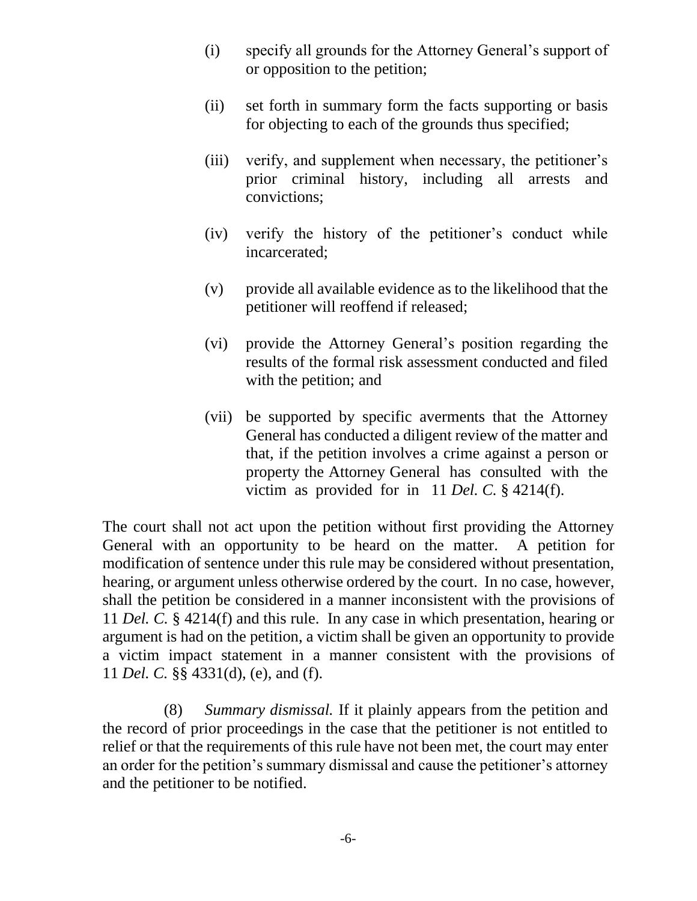(i) specify all grounds for the Attorney General's support of or opposition to the petition;

(ii) set forth in summary form the facts supporting or basis for objecting to each of the grounds thus specified;

(iii) verify, and supplement when necessary, the petitioner's prior criminal history, including all arrests and convictions;

(iv) verify the history of the petitioner's conduct while incarcerated;

(v) provide all available evidence as to the likelihood that the petitioner will reoffend if released;

(vi) provide the Attorney General's position regarding the results of the formal risk assessment conducted and filed with the petition; and

(vii) be supported by specific averments that the Attorney General has conducted a diligent review of the matter and that, if the petition involves a crime against a person or property the Attorney General has consulted with the victim as provided for in 11 *Del. C.* § 4214(f).

The court shall not act upon the petition without first providing the Attorney General with an opportunity to be heard on the matter. A petition for modification of sentence under this rule may be considered without presentation, hearing, or argument unless otherwise ordered by the court. In no case, however, shall the petition be considered in a manner inconsistent with the provisions of 11 *Del. C.* § 4214(f) and this rule. In any case in which presentation, hearing or argument is had on the petition, a victim shall be given an opportunity to provide a victim impact statement in a manner consistent with the provisions of 11 *Del. C.* §§ 4331(d), (e), and (f).

(8) *Summary dismissal.* If it plainly appears from the petition and the record of prior proceedings in the case that the petitioner is not entitled to relief or that the requirements of this rule have not been met, the court may enter an order for the petition's summary dismissal and cause the petitioner's attorney and the petitioner to be notified.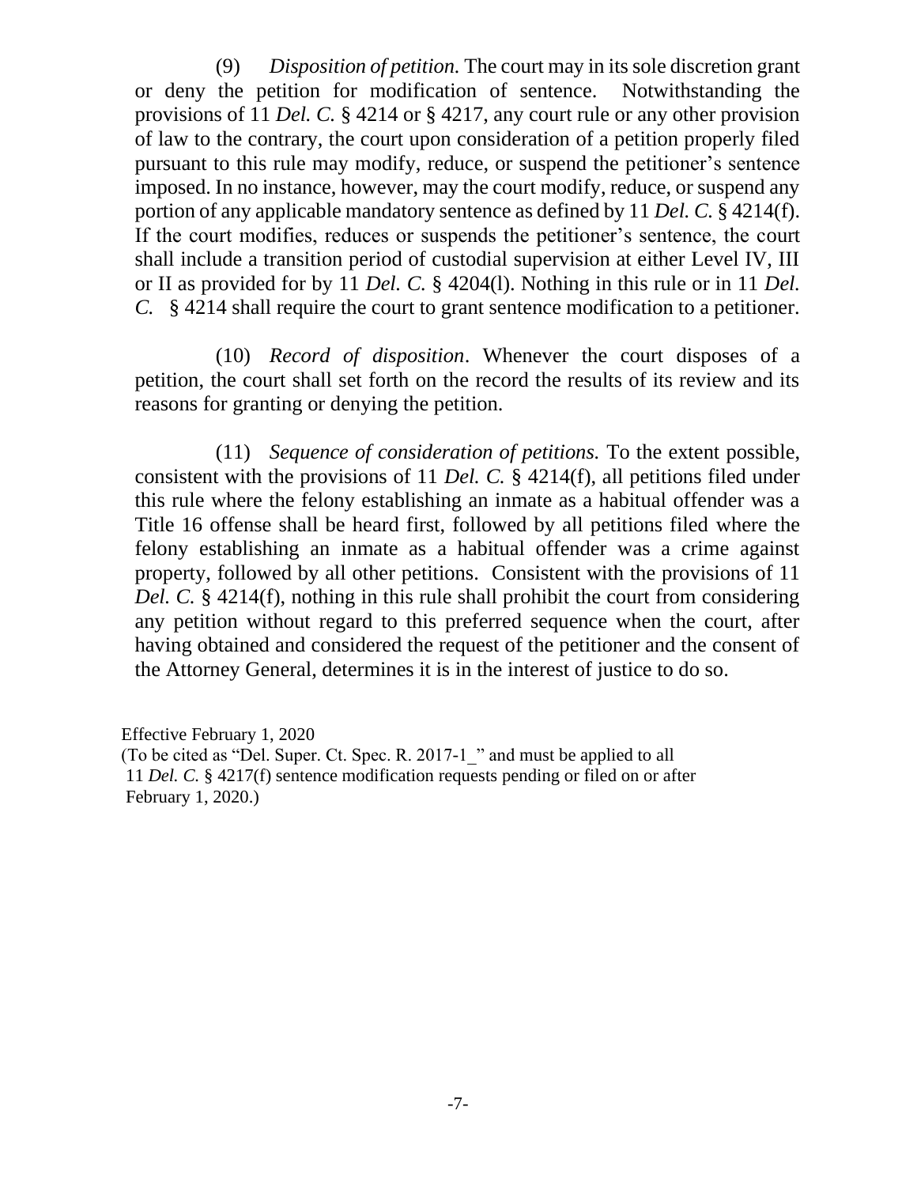(9) *Disposition of petition.* The court may in its sole discretion grant or deny the petition for modification of sentence. Notwithstanding the provisions of 11 *Del. C.* § 4214 or § 4217, any court rule or any other provision of law to the contrary, the court upon consideration of a petition properly filed pursuant to this rule may modify, reduce, or suspend the petitioner's sentence imposed. In no instance, however, may the court modify, reduce, or suspend any portion of any applicable mandatory sentence as defined by 11 *Del. C.* § 4214(f). If the court modifies, reduces or suspends the petitioner's sentence, the court shall include a transition period of custodial supervision at either Level IV, III or II as provided for by 11 *Del. C.* § 4204(l). Nothing in this rule or in 11 *Del. C.* § 4214 shall require the court to grant sentence modification to a petitioner.

(10) *Record of disposition*. Whenever the court disposes of a petition, the court shall set forth on the record the results of its review and its reasons for granting or denying the petition.

(11) *Sequence of consideration of petitions.* To the extent possible, consistent with the provisions of 11 *Del. C.* § 4214(f), all petitions filed under this rule where the felony establishing an inmate as a habitual offender was a Title 16 offense shall be heard first, followed by all petitions filed where the felony establishing an inmate as a habitual offender was a crime against property, followed by all other petitions. Consistent with the provisions of 11 *Del. C.* § 4214(f), nothing in this rule shall prohibit the court from considering any petition without regard to this preferred sequence when the court, after having obtained and considered the request of the petitioner and the consent of the Attorney General, determines it is in the interest of justice to do so.

Effective February 1, 2020
(To be cited as "Del. Super. Ct. Spec. R. 2017-1_" and must be applied to all 11 *Del. C.* § 4217(f) sentence modification requests pending or filed on or after February 1, 2020.)